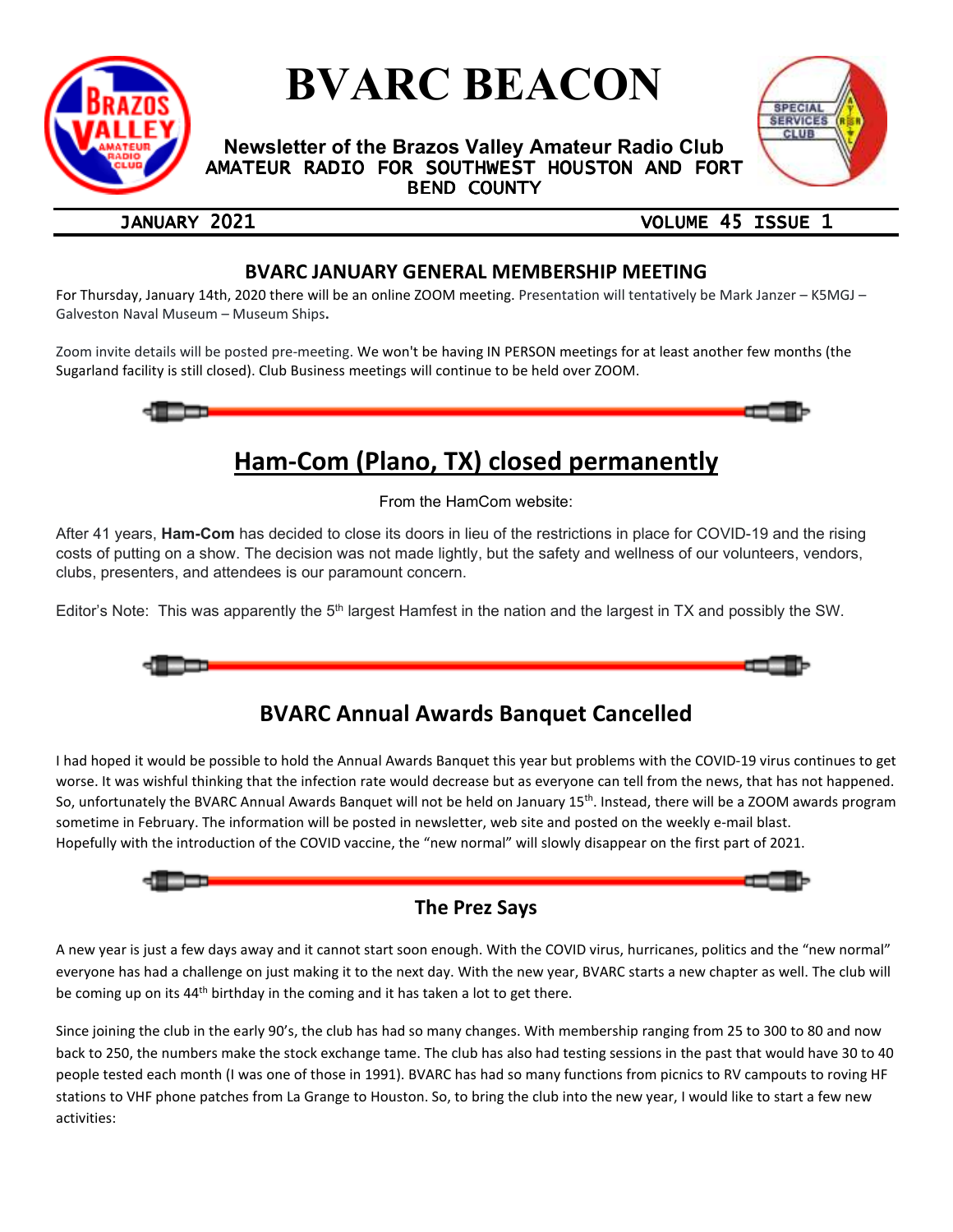# BVARC BEACON

**Newsletter of the Brazos Valley Amateur Radio Club**
AMATEUR RADIO FOR SOUTHWEST HOUSTON AND FORT BEND COUNTY

JANUARY 2021 — VOLUME 45 ISSUE 1

## BVARC JANUARY GENERAL MEMBERSHIP MEETING

For Thursday, January 14th, 2020 there will be an online ZOOM meeting. Presentation will tentatively be Mark Janzer – K5MGJ – Galveston Naval Museum – Museum Ships**.**

Zoom invite details will be posted pre-meeting. We won't be having IN PERSON meetings for at least another few months (the Sugarland facility is still closed). Club Business meetings will continue to be held over ZOOM.

## Ham-Com (Plano, TX) closed permanently

From the HamCom website:

After 41 years, **Ham-Com** has decided to close its doors in lieu of the restrictions in place for COVID-19 and the rising costs of putting on a show. The decision was not made lightly, but the safety and wellness of our volunteers, vendors, clubs, presenters, and attendees is our paramount concern.

Editor's Note: This was apparently the 5th largest Hamfest in the nation and the largest in TX and possibly the SW.

## BVARC Annual Awards Banquet Cancelled

I had hoped it would be possible to hold the Annual Awards Banquet this year but problems with the COVID-19 virus continues to get worse. It was wishful thinking that the infection rate would decrease but as everyone can tell from the news, that has not happened. So, unfortunately the BVARC Annual Awards Banquet will not be held on January 15th. Instead, there will be a ZOOM awards program sometime in February. The information will be posted in newsletter, web site and posted on the weekly e-mail blast.
Hopefully with the introduction of the COVID vaccine, the "new normal" will slowly disappear on the first part of 2021.

## The Prez Says

A new year is just a few days away and it cannot start soon enough. With the COVID virus, hurricanes, politics and the "new normal" everyone has had a challenge on just making it to the next day. With the new year, BVARC starts a new chapter as well. The club will be coming up on its 44th birthday in the coming and it has taken a lot to get there.

Since joining the club in the early 90's, the club has had so many changes. With membership ranging from 25 to 300 to 80 and now back to 250, the numbers make the stock exchange tame. The club has also had testing sessions in the past that would have 30 to 40 people tested each month (I was one of those in 1991). BVARC has had so many functions from picnics to RV campouts to roving HF stations to VHF phone patches from La Grange to Houston. So, to bring the club into the new year, I would like to start a few new activities: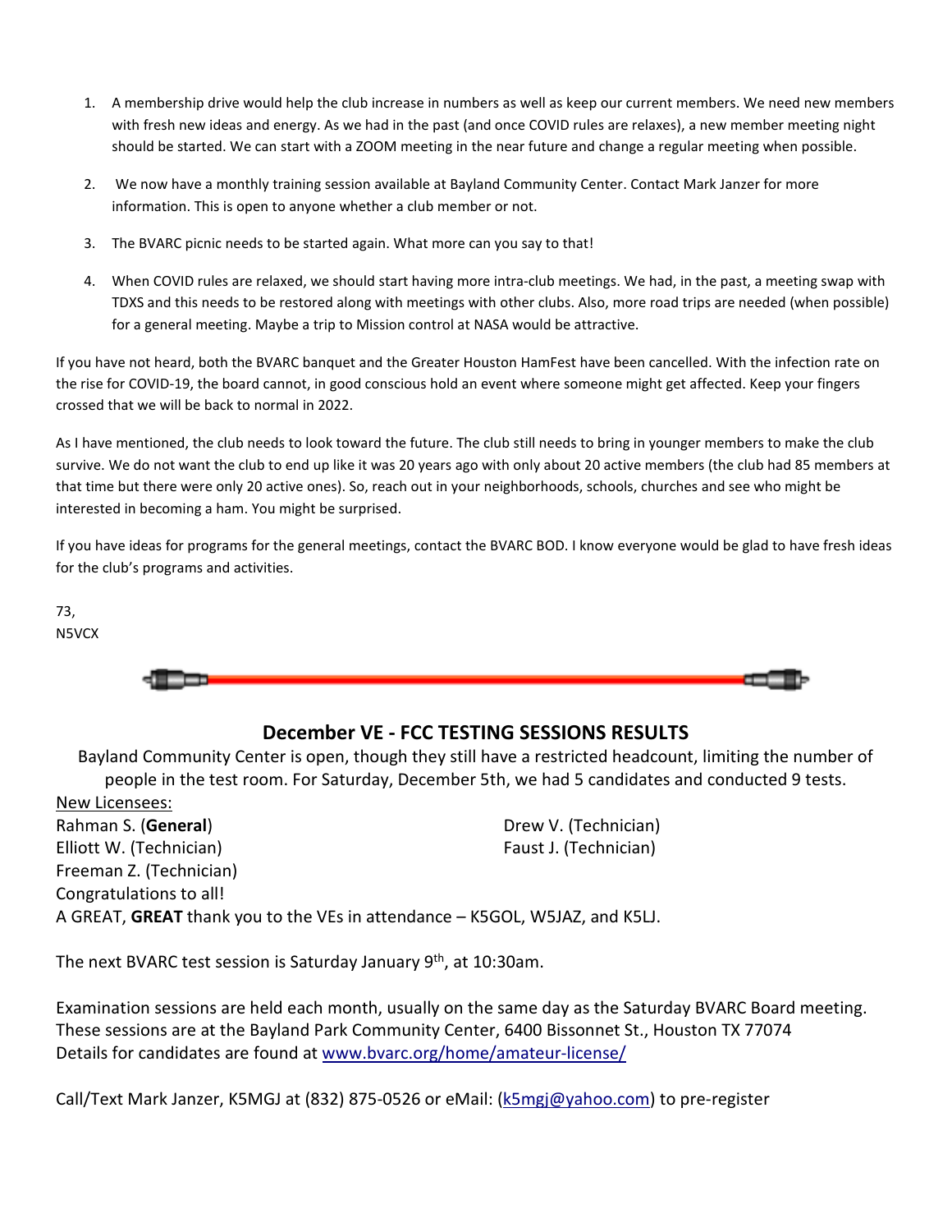1. A membership drive would help the club increase in numbers as well as keep our current members. We need new members with fresh new ideas and energy. As we had in the past (and once COVID rules are relaxes), a new member meeting night should be started. We can start with a ZOOM meeting in the near future and change a regular meeting when possible.

2. We now have a monthly training session available at Bayland Community Center. Contact Mark Janzer for more information. This is open to anyone whether a club member or not.

3. The BVARC picnic needs to be started again. What more can you say to that!

4. When COVID rules are relaxed, we should start having more intra-club meetings. We had, in the past, a meeting swap with TDXS and this needs to be restored along with meetings with other clubs. Also, more road trips are needed (when possible) for a general meeting. Maybe a trip to Mission control at NASA would be attractive.

If you have not heard, both the BVARC banquet and the Greater Houston HamFest have been cancelled. With the infection rate on the rise for COVID-19, the board cannot, in good conscious hold an event where someone might get affected. Keep your fingers crossed that we will be back to normal in 2022.

As I have mentioned, the club needs to look toward the future. The club still needs to bring in younger members to make the club survive. We do not want the club to end up like it was 20 years ago with only about 20 active members (the club had 85 members at that time but there were only 20 active ones). So, reach out in your neighborhoods, schools, churches and see who might be interested in becoming a ham. You might be surprised.

If you have ideas for programs for the general meetings, contact the BVARC BOD. I know everyone would be glad to have fresh ideas for the club's programs and activities.

73,
N5VCX

## December VE - FCC TESTING SESSIONS RESULTS

Bayland Community Center is open, though they still have a restricted headcount, limiting the number of people in the test room. For Saturday, December 5th, we had 5 candidates and conducted 9 tests.

New Licensees:

Rahman S. (**General**)
Elliott W. (Technician)
Freeman Z. (Technician)
Drew V. (Technician)
Faust J. (Technician)

Congratulations to all!

A GREAT, **GREAT** thank you to the VEs in attendance – K5GOL, W5JAZ, and K5LJ.

The next BVARC test session is Saturday January 9th, at 10:30am.

Examination sessions are held each month, usually on the same day as the Saturday BVARC Board meeting. These sessions are at the Bayland Park Community Center, 6400 Bissonnet St., Houston TX 77074
Details for candidates are found at [www.bvarc.org/home/amateur-license/](www.bvarc.org/home/amateur-license/)

Call/Text Mark Janzer, K5MGJ at (832) 875-0526 or eMail: (k5mgj@yahoo.com) to pre-register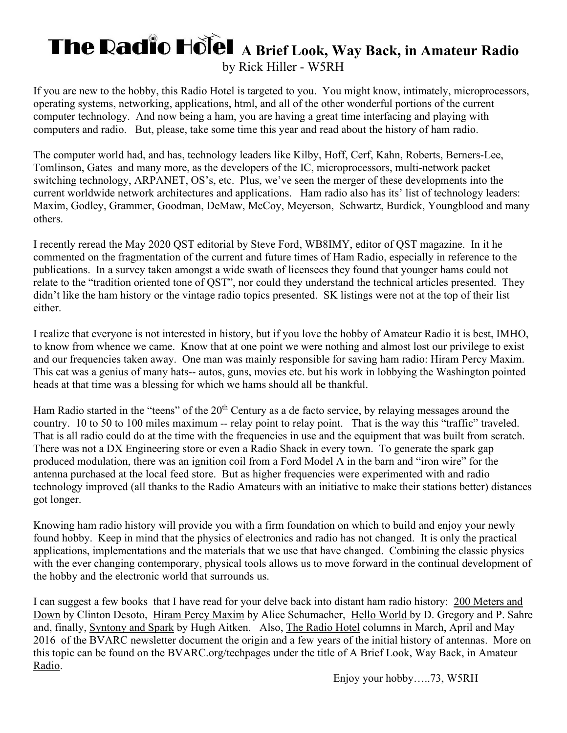# The Radio Hotel A Brief Look, Way Back, in Amateur Radio

by Rick Hiller - W5RH

If you are new to the hobby, this Radio Hotel is targeted to you. You might know, intimately, microprocessors, operating systems, networking, applications, html, and all of the other wonderful portions of the current computer technology. And now being a ham, you are having a great time interfacing and playing with computers and radio. But, please, take some time this year and read about the history of ham radio.

The computer world had, and has, technology leaders like Kilby, Hoff, Cerf, Kahn, Roberts, Berners-Lee, Tomlinson, Gates and many more, as the developers of the IC, microprocessors, multi-network packet switching technology, ARPANET, OS's, etc. Plus, we've seen the merger of these developments into the current worldwide network architectures and applications. Ham radio also has its' list of technology leaders: Maxim, Godley, Grammer, Goodman, DeMaw, McCoy, Meyerson, Schwartz, Burdick, Youngblood and many others.

I recently reread the May 2020 QST editorial by Steve Ford, WB8IMY, editor of QST magazine. In it he commented on the fragmentation of the current and future times of Ham Radio, especially in reference to the publications. In a survey taken amongst a wide swath of licensees they found that younger hams could not relate to the "tradition oriented tone of QST", nor could they understand the technical articles presented. They didn't like the ham history or the vintage radio topics presented. SK listings were not at the top of their list either.

I realize that everyone is not interested in history, but if you love the hobby of Amateur Radio it is best, IMHO, to know from whence we came. Know that at one point we were nothing and almost lost our privilege to exist and our frequencies taken away. One man was mainly responsible for saving ham radio: Hiram Percy Maxim. This cat was a genius of many hats-- autos, guns, movies etc. but his work in lobbying the Washington pointed heads at that time was a blessing for which we hams should all be thankful.

Ham Radio started in the "teens" of the 20th Century as a de facto service, by relaying messages around the country. 10 to 50 to 100 miles maximum -- relay point to relay point. That is the way this "traffic" traveled. That is all radio could do at the time with the frequencies in use and the equipment that was built from scratch. There was not a DX Engineering store or even a Radio Shack in every town. To generate the spark gap produced modulation, there was an ignition coil from a Ford Model A in the barn and "iron wire" for the antenna purchased at the local feed store. But as higher frequencies were experimented with and radio technology improved (all thanks to the Radio Amateurs with an initiative to make their stations better) distances got longer.

Knowing ham radio history will provide you with a firm foundation on which to build and enjoy your newly found hobby. Keep in mind that the physics of electronics and radio has not changed. It is only the practical applications, implementations and the materials that we use that have changed. Combining the classic physics with the ever changing contemporary, physical tools allows us to move forward in the continual development of the hobby and the electronic world that surrounds us.

I can suggest a few books that I have read for your delve back into distant ham radio history: 200 Meters and Down by Clinton Desoto, Hiram Percy Maxim by Alice Schumacher, Hello World by D. Gregory and P. Sahre and, finally, Syntony and Spark by Hugh Aitken. Also, The Radio Hotel columns in March, April and May 2016 of the BVARC newsletter document the origin and a few years of the initial history of antennas. More on this topic can be found on the BVARC.org/techpages under the title of A Brief Look, Way Back, in Amateur Radio.

Enjoy your hobby…..73, W5RH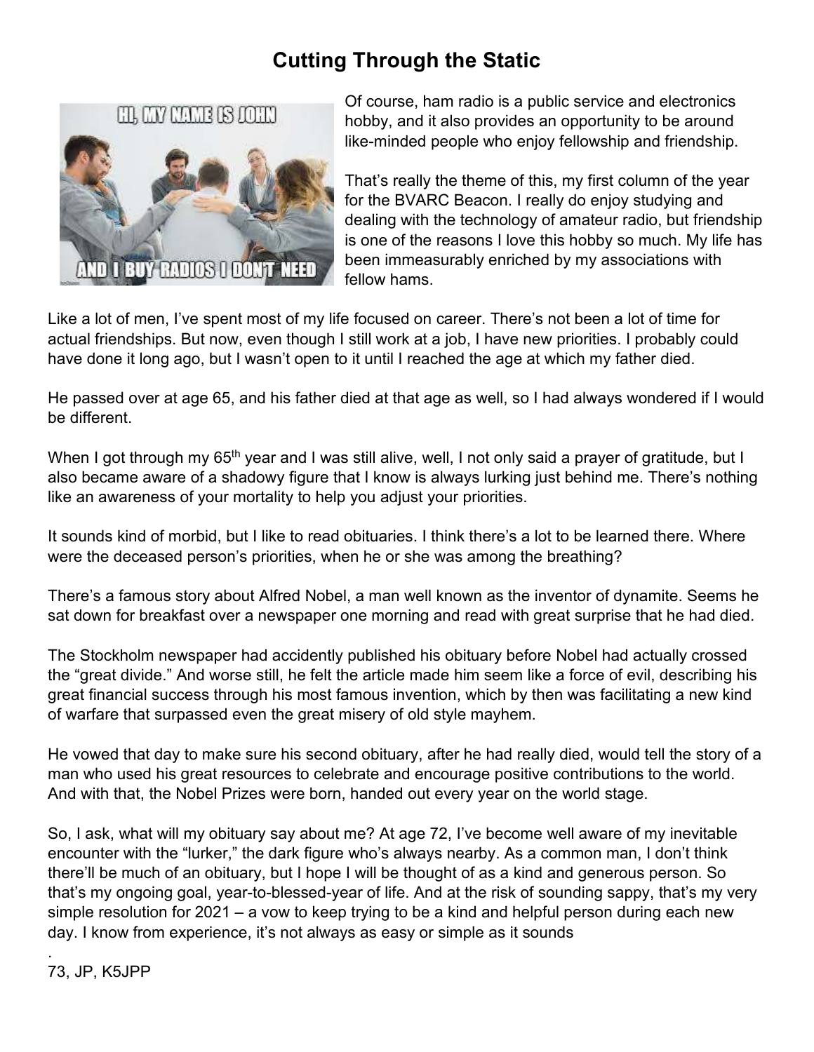# Cutting Through the Static

Of course, ham radio is a public service and electronics hobby, and it also provides an opportunity to be around like-minded people who enjoy fellowship and friendship.

That's really the theme of this, my first column of the year for the BVARC Beacon. I really do enjoy studying and dealing with the technology of amateur radio, but friendship is one of the reasons I love this hobby so much. My life has been immeasurably enriched by my associations with fellow hams.

Like a lot of men, I've spent most of my life focused on career. There's not been a lot of time for actual friendships. But now, even though I still work at a job, I have new priorities. I probably could have done it long ago, but I wasn't open to it until I reached the age at which my father died.

He passed over at age 65, and his father died at that age as well, so I had always wondered if I would be different.

When I got through my 65th year and I was still alive, well, I not only said a prayer of gratitude, but I also became aware of a shadowy figure that I know is always lurking just behind me. There's nothing like an awareness of your mortality to help you adjust your priorities.

It sounds kind of morbid, but I like to read obituaries. I think there's a lot to be learned there. Where were the deceased person's priorities, when he or she was among the breathing?

There's a famous story about Alfred Nobel, a man well known as the inventor of dynamite. Seems he sat down for breakfast over a newspaper one morning and read with great surprise that he had died.

The Stockholm newspaper had accidently published his obituary before Nobel had actually crossed the "great divide." And worse still, he felt the article made him seem like a force of evil, describing his great financial success through his most famous invention, which by then was facilitating a new kind of warfare that surpassed even the great misery of old style mayhem.

He vowed that day to make sure his second obituary, after he had really died, would tell the story of a man who used his great resources to celebrate and encourage positive contributions to the world. And with that, the Nobel Prizes were born, handed out every year on the world stage.

So, I ask, what will my obituary say about me? At age 72, I've become well aware of my inevitable encounter with the "lurker," the dark figure who's always nearby. As a common man, I don't think there'll be much of an obituary, but I hope I will be thought of as a kind and generous person. So that's my ongoing goal, year-to-blessed-year of life. And at the risk of sounding sappy, that's my very simple resolution for 2021 – a vow to keep trying to be a kind and helpful person during each new day. I know from experience, it's not always as easy or simple as it sounds

.

73, JP, K5JPP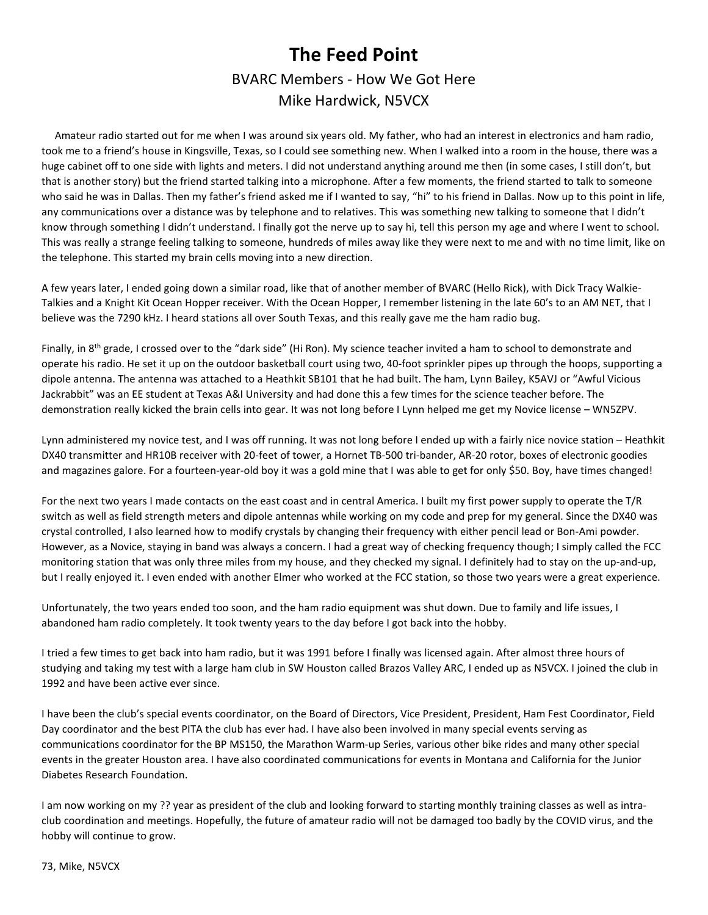# The Feed Point

## BVARC Members - How We Got Here

## Mike Hardwick, N5VCX

Amateur radio started out for me when I was around six years old. My father, who had an interest in electronics and ham radio, took me to a friend's house in Kingsville, Texas, so I could see something new. When I walked into a room in the house, there was a huge cabinet off to one side with lights and meters. I did not understand anything around me then (in some cases, I still don't, but that is another story) but the friend started talking into a microphone. After a few moments, the friend started to talk to someone who said he was in Dallas. Then my father's friend asked me if I wanted to say, "hi" to his friend in Dallas. Now up to this point in life, any communications over a distance was by telephone and to relatives. This was something new talking to someone that I didn't know through something I didn't understand. I finally got the nerve up to say hi, tell this person my age and where I went to school. This was really a strange feeling talking to someone, hundreds of miles away like they were next to me and with no time limit, like on the telephone. This started my brain cells moving into a new direction.

A few years later, I ended going down a similar road, like that of another member of BVARC (Hello Rick), with Dick Tracy Walkie-Talkies and a Knight Kit Ocean Hopper receiver. With the Ocean Hopper, I remember listening in the late 60's to an AM NET, that I believe was the 7290 kHz. I heard stations all over South Texas, and this really gave me the ham radio bug.

Finally, in 8th grade, I crossed over to the "dark side" (Hi Ron). My science teacher invited a ham to school to demonstrate and operate his radio. He set it up on the outdoor basketball court using two, 40-foot sprinkler pipes up through the hoops, supporting a dipole antenna. The antenna was attached to a Heathkit SB101 that he had built. The ham, Lynn Bailey, K5AVJ or "Awful Vicious Jackrabbit" was an EE student at Texas A&I University and had done this a few times for the science teacher before. The demonstration really kicked the brain cells into gear. It was not long before I Lynn helped me get my Novice license – WN5ZPV.

Lynn administered my novice test, and I was off running. It was not long before I ended up with a fairly nice novice station – Heathkit DX40 transmitter and HR10B receiver with 20-feet of tower, a Hornet TB-500 tri-bander, AR-20 rotor, boxes of electronic goodies and magazines galore. For a fourteen-year-old boy it was a gold mine that I was able to get for only $50. Boy, have times changed!

For the next two years I made contacts on the east coast and in central America. I built my first power supply to operate the T/R switch as well as field strength meters and dipole antennas while working on my code and prep for my general. Since the DX40 was crystal controlled, I also learned how to modify crystals by changing their frequency with either pencil lead or Bon-Ami powder. However, as a Novice, staying in band was always a concern. I had a great way of checking frequency though; I simply called the FCC monitoring station that was only three miles from my house, and they checked my signal. I definitely had to stay on the up-and-up, but I really enjoyed it. I even ended with another Elmer who worked at the FCC station, so those two years were a great experience.

Unfortunately, the two years ended too soon, and the ham radio equipment was shut down. Due to family and life issues, I abandoned ham radio completely. It took twenty years to the day before I got back into the hobby.

I tried a few times to get back into ham radio, but it was 1991 before I finally was licensed again. After almost three hours of studying and taking my test with a large ham club in SW Houston called Brazos Valley ARC, I ended up as N5VCX. I joined the club in 1992 and have been active ever since.

I have been the club's special events coordinator, on the Board of Directors, Vice President, President, Ham Fest Coordinator, Field Day coordinator and the best PITA the club has ever had. I have also been involved in many special events serving as communications coordinator for the BP MS150, the Marathon Warm-up Series, various other bike rides and many other special events in the greater Houston area. I have also coordinated communications for events in Montana and California for the Junior Diabetes Research Foundation.

I am now working on my ?? year as president of the club and looking forward to starting monthly training classes as well as intra-club coordination and meetings. Hopefully, the future of amateur radio will not be damaged too badly by the COVID virus, and the hobby will continue to grow.

73, Mike, N5VCX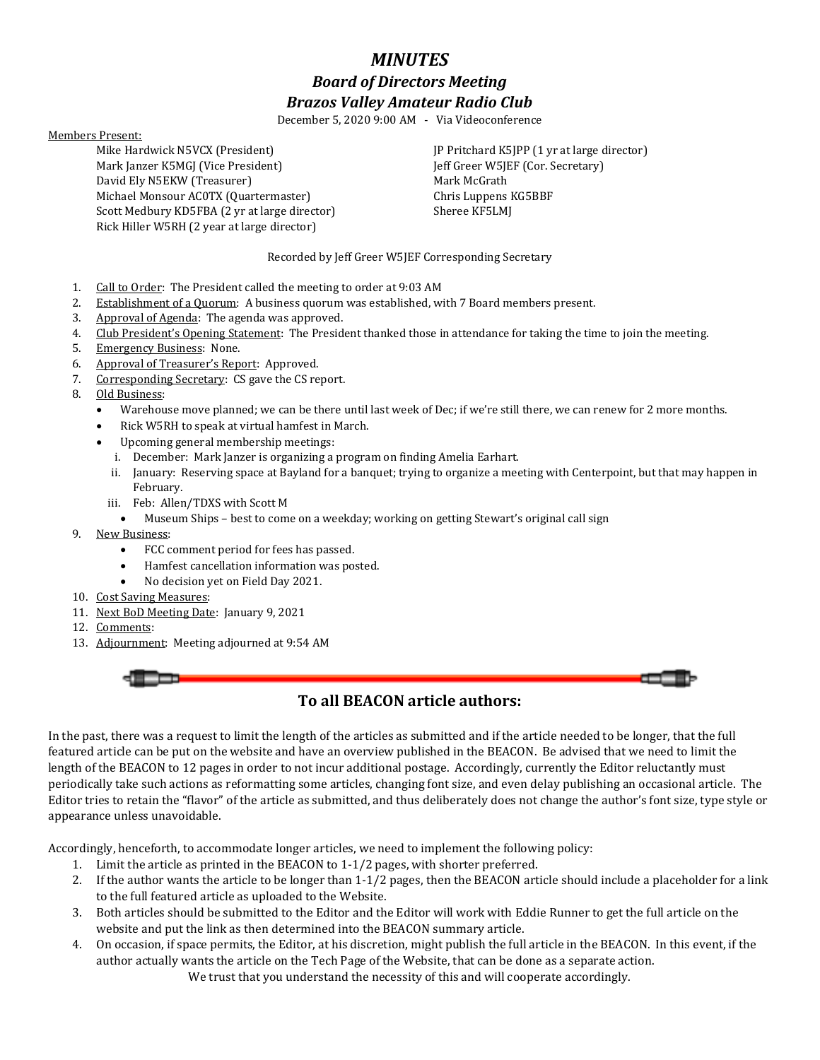# *MINUTES*

## *Board of Directors Meeting*

## *Brazos Valley Amateur Radio Club*

December 5, 2020 9:00 AM - Via Videoconference

Members Present:

- Mike Hardwick N5VCX (President)
- Mark Janzer K5MGJ (Vice President)
- David Ely N5EKW (Treasurer)
- Michael Monsour AC0TX (Quartermaster)
- Scott Medbury KD5FBA (2 yr at large director)
- Rick Hiller W5RH (2 year at large director)
- JP Pritchard K5JPP (1 yr at large director)
- Jeff Greer W5JEF (Cor. Secretary)
- Mark McGrath
- Chris Luppens KG5BBF
- Sheree KF5LMJ

Recorded by Jeff Greer W5JEF Corresponding Secretary

1. Call to Order: The President called the meeting to order at 9:03 AM
2. Establishment of a Quorum: A business quorum was established, with 7 Board members present.
3. Approval of Agenda: The agenda was approved.
4. Club President's Opening Statement: The President thanked those in attendance for taking the time to join the meeting.
5. Emergency Business: None.
6. Approval of Treasurer's Report: Approved.
7. Corresponding Secretary: CS gave the CS report.
8. Old Business:
   - Warehouse move planned; we can be there until last week of Dec; if we're still there, we can renew for 2 more months.
   - Rick W5RH to speak at virtual hamfest in March.
   - Upcoming general membership meetings:
     i. December: Mark Janzer is organizing a program on finding Amelia Earhart.
     ii. January: Reserving space at Bayland for a banquet; trying to organize a meeting with Centerpoint, but that may happen in February.
     iii. Feb: Allen/TDXS with Scott M
       - Museum Ships – best to come on a weekday; working on getting Stewart's original call sign
9. New Business:
   - FCC comment period for fees has passed.
   - Hamfest cancellation information was posted.
   - No decision yet on Field Day 2021.
10. Cost Saving Measures:
11. Next BoD Meeting Date: January 9, 2021
12. Comments:
13. Adjournment: Meeting adjourned at 9:54 AM

## To all BEACON article authors:

In the past, there was a request to limit the length of the articles as submitted and if the article needed to be longer, that the full featured article can be put on the website and have an overview published in the BEACON. Be advised that we need to limit the length of the BEACON to 12 pages in order to not incur additional postage. Accordingly, currently the Editor reluctantly must periodically take such actions as reformatting some articles, changing font size, and even delay publishing an occasional article. The Editor tries to retain the "flavor" of the article as submitted, and thus deliberately does not change the author's font size, type style or appearance unless unavoidable.

Accordingly, henceforth, to accommodate longer articles, we need to implement the following policy:

1. Limit the article as printed in the BEACON to 1-1/2 pages, with shorter preferred.
2. If the author wants the article to be longer than 1-1/2 pages, then the BEACON article should include a placeholder for a link to the full featured article as uploaded to the Website.
3. Both articles should be submitted to the Editor and the Editor will work with Eddie Runner to get the full article on the website and put the link as then determined into the BEACON summary article.
4. On occasion, if space permits, the Editor, at his discretion, might publish the full article in the BEACON. In this event, if the author actually wants the article on the Tech Page of the Website, that can be done as a separate action.

We trust that you understand the necessity of this and will cooperate accordingly.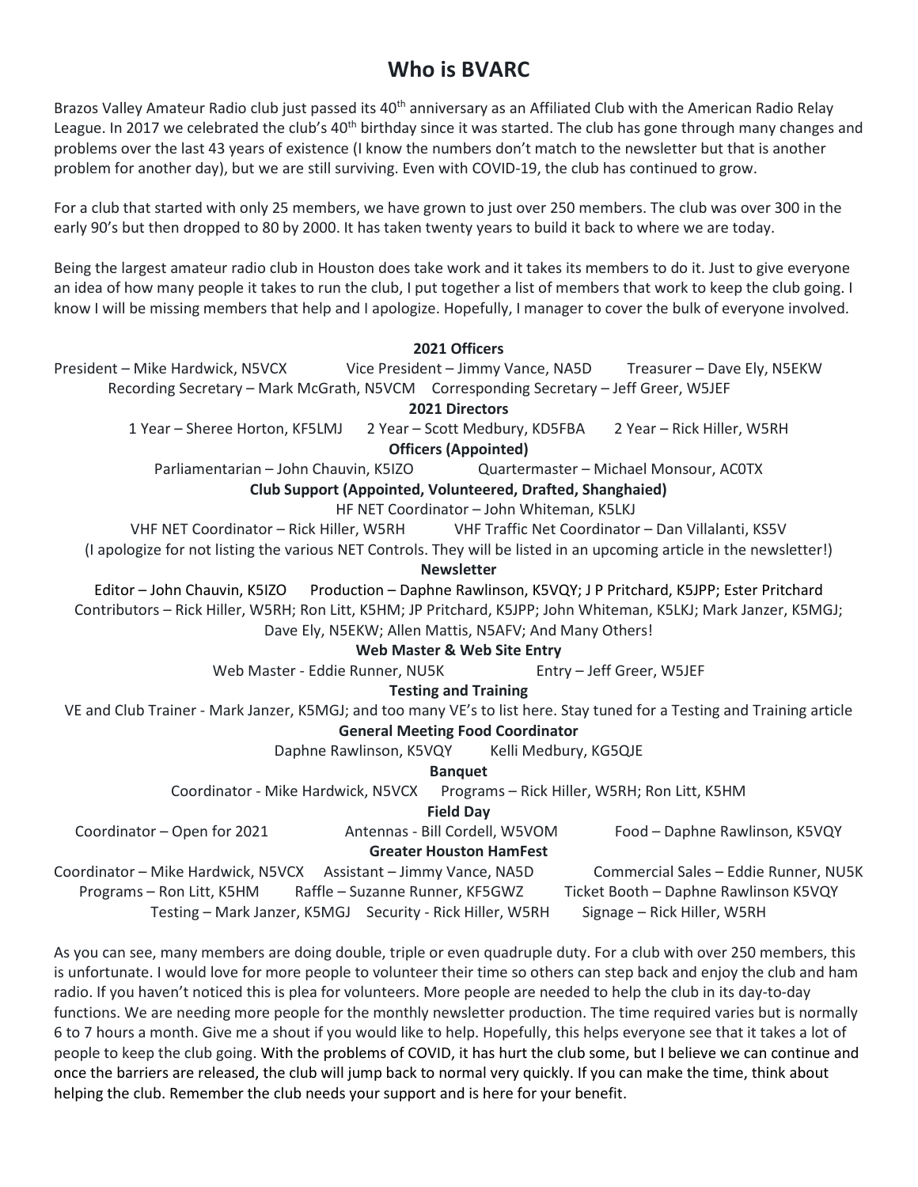# Who is BVARC

Brazos Valley Amateur Radio club just passed its 40th anniversary as an Affiliated Club with the American Radio Relay League. In 2017 we celebrated the club's 40th birthday since it was started. The club has gone through many changes and problems over the last 43 years of existence (I know the numbers don't match to the newsletter but that is another problem for another day), but we are still surviving. Even with COVID-19, the club has continued to grow.

For a club that started with only 25 members, we have grown to just over 250 members. The club was over 300 in the early 90's but then dropped to 80 by 2000. It has taken twenty years to build it back to where we are today.

Being the largest amateur radio club in Houston does take work and it takes its members to do it. Just to give everyone an idea of how many people it takes to run the club, I put together a list of members that work to keep the club going. I know I will be missing members that help and I apologize. Hopefully, I manager to cover the bulk of everyone involved.

**2021 Officers**

President – Mike Hardwick, N5VCX    Vice President – Jimmy Vance, NA5D    Treasurer – Dave Ely, N5EKW
Recording Secretary – Mark McGrath, N5VCM    Corresponding Secretary – Jeff Greer, W5JEF

**2021 Directors**

1 Year – Sheree Horton, KF5LMJ    2 Year – Scott Medbury, KD5FBA    2 Year – Rick Hiller, W5RH

**Officers (Appointed)**

Parliamentarian – John Chauvin, K5IZO    Quartermaster – Michael Monsour, AC0TX

**Club Support (Appointed, Volunteered, Drafted, Shanghaied)**

HF NET Coordinator – John Whiteman, K5LKJ
VHF NET Coordinator – Rick Hiller, W5RH    VHF Traffic Net Coordinator – Dan Villalanti, KS5V
(I apologize for not listing the various NET Controls. They will be listed in an upcoming article in the newsletter!)

**Newsletter**

Editor – John Chauvin, K5IZO    Production – Daphne Rawlinson, K5VQY; J P Pritchard, K5JPP; Ester Pritchard
Contributors – Rick Hiller, W5RH; Ron Litt, K5HM; JP Pritchard, K5JPP; John Whiteman, K5LKJ; Mark Janzer, K5MGJ; Dave Ely, N5EKW; Allen Mattis, N5AFV; And Many Others!

**Web Master & Web Site Entry**

Web Master - Eddie Runner, NU5K    Entry – Jeff Greer, W5JEF

**Testing and Training**

VE and Club Trainer - Mark Janzer, K5MGJ; and too many VE's to list here. Stay tuned for a Testing and Training article

**General Meeting Food Coordinator**

Daphne Rawlinson, K5VQY    Kelli Medbury, KG5QJE

**Banquet**

Coordinator - Mike Hardwick, N5VCX    Programs – Rick Hiller, W5RH; Ron Litt, K5HM

**Field Day**

Coordinator – Open for 2021    Antennas - Bill Cordell, W5VOM    Food – Daphne Rawlinson, K5VQY

**Greater Houston HamFest**

Coordinator – Mike Hardwick, N5VCX    Assistant – Jimmy Vance, NA5D    Commercial Sales – Eddie Runner, NU5K
Programs – Ron Litt, K5HM    Raffle – Suzanne Runner, KF5GWZ    Ticket Booth – Daphne Rawlinson K5VQY
Testing – Mark Janzer, K5MGJ    Security - Rick Hiller, W5RH    Signage – Rick Hiller, W5RH

As you can see, many members are doing double, triple or even quadruple duty. For a club with over 250 members, this is unfortunate. I would love for more people to volunteer their time so others can step back and enjoy the club and ham radio. If you haven't noticed this is plea for volunteers. More people are needed to help the club in its day-to-day functions. We are needing more people for the monthly newsletter production. The time required varies but is normally 6 to 7 hours a month. Give me a shout if you would like to help. Hopefully, this helps everyone see that it takes a lot of people to keep the club going. With the problems of COVID, it has hurt the club some, but I believe we can continue and once the barriers are released, the club will jump back to normal very quickly. If you can make the time, think about helping the club. Remember the club needs your support and is here for your benefit.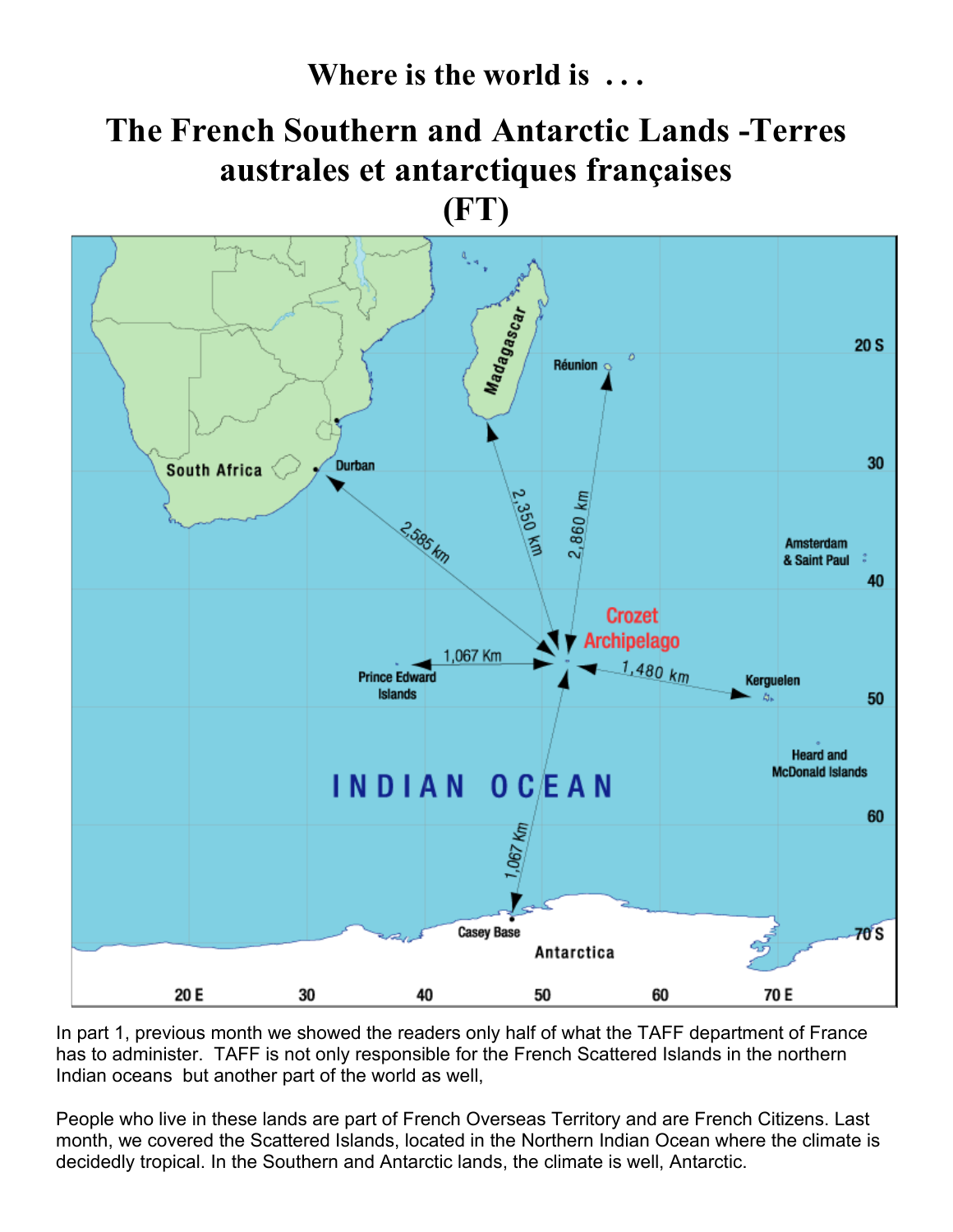# Where is the world is . . .

# The French Southern and Antarctic Lands -Terres australes et antarctiques françaises (FT)

In part 1, previous month we showed the readers only half of what the TAFF department of France has to administer. TAFF is not only responsible for the French Scattered Islands in the northern Indian oceans but another part of the world as well,

People who live in these lands are part of French Overseas Territory and are French Citizens. Last month, we covered the Scattered Islands, located in the Northern Indian Ocean where the climate is decidedly tropical. In the Southern and Antarctic lands, the climate is well, Antarctic.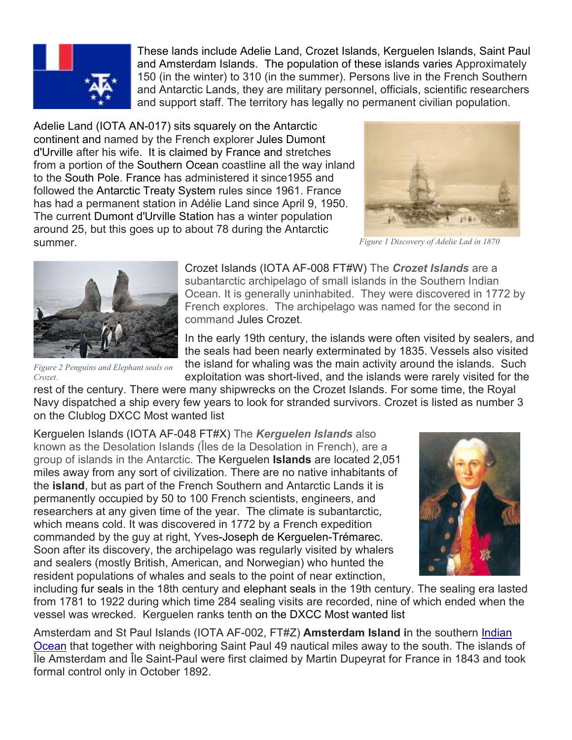These lands include Adelie Land, Crozet Islands, Kerguelen Islands, Saint Paul and Amsterdam Islands. The population of these islands varies Approximately 150 (in the winter) to 310 (in the summer). Persons live in the French Southern and Antarctic Lands, they are military personnel, officials, scientific researchers and support staff. The territory has legally no permanent civilian population.

Adelie Land (IOTA AN-017) sits squarely on the Antarctic continent and named by the French explorer Jules Dumont d'Urville after his wife. It is claimed by France and stretches from a portion of the Southern Ocean coastline all the way inland to the South Pole. France has administered it since1955 and followed the Antarctic Treaty System rules since 1961. France has had a permanent station in Adélie Land since April 9, 1950. The current Dumont d'Urville Station has a winter population around 25, but this goes up to about 78 during the Antarctic summer.

*Figure 1 Discovery of Adelie Lad in 1870*

Crozet Islands (IOTA AF-008 FT#W) The ***Crozet Islands*** are a subantarctic archipelago of small islands in the Southern Indian Ocean. It is generally uninhabited. They were discovered in 1772 by French explores. The archipelago was named for the second in command Jules Crozet.

*Figure 2 Penguins and Elephant seals on Crozet.*

In the early 19th century, the islands were often visited by sealers, and the seals had been nearly exterminated by 1835. Vessels also visited the island for whaling was the main activity around the islands. Such exploitation was short-lived, and the islands were rarely visited for the rest of the century. There were many shipwrecks on the Crozet Islands. For some time, the Royal Navy dispatched a ship every few years to look for stranded survivors. Crozet is listed as number 3 on the Clublog DXCC Most wanted list

Kerguelen Islands (IOTA AF-048 FT#X) The ***Kerguelen Islands*** also known as the Desolation Islands (Îles de la Desolation in French), are a group of islands in the Antarctic. The Kerguelen **Islands** are located 2,051 miles away from any sort of civilization. There are no native inhabitants of the **island**, but as part of the French Southern and Antarctic Lands it is permanently occupied by 50 to 100 French scientists, engineers, and researchers at any given time of the year. The climate is subantarctic, which means cold. It was discovered in 1772 by a French expedition commanded by the guy at right, Yves-Joseph de Kerguelen-Trémarec. Soon after its discovery, the archipelago was regularly visited by whalers and sealers (mostly British, American, and Norwegian) who hunted the resident populations of whales and seals to the point of near extinction, including fur seals in the 18th century and elephant seals in the 19th century. The sealing era lasted from 1781 to 1922 during which time 284 sealing visits are recorded, nine of which ended when the vessel was wrecked. Kerguelen ranks tenth on the DXCC Most wanted list

Amsterdam and St Paul Islands (IOTA AF-002, FT#Z) **Amsterdam Island i**n the southern [Indian Ocean](#) that together with neighboring Saint Paul 49 nautical miles away to the south. The islands of Île Amsterdam and Île Saint-Paul were first claimed by Martin Dupeyrat for France in 1843 and took formal control only in October 1892.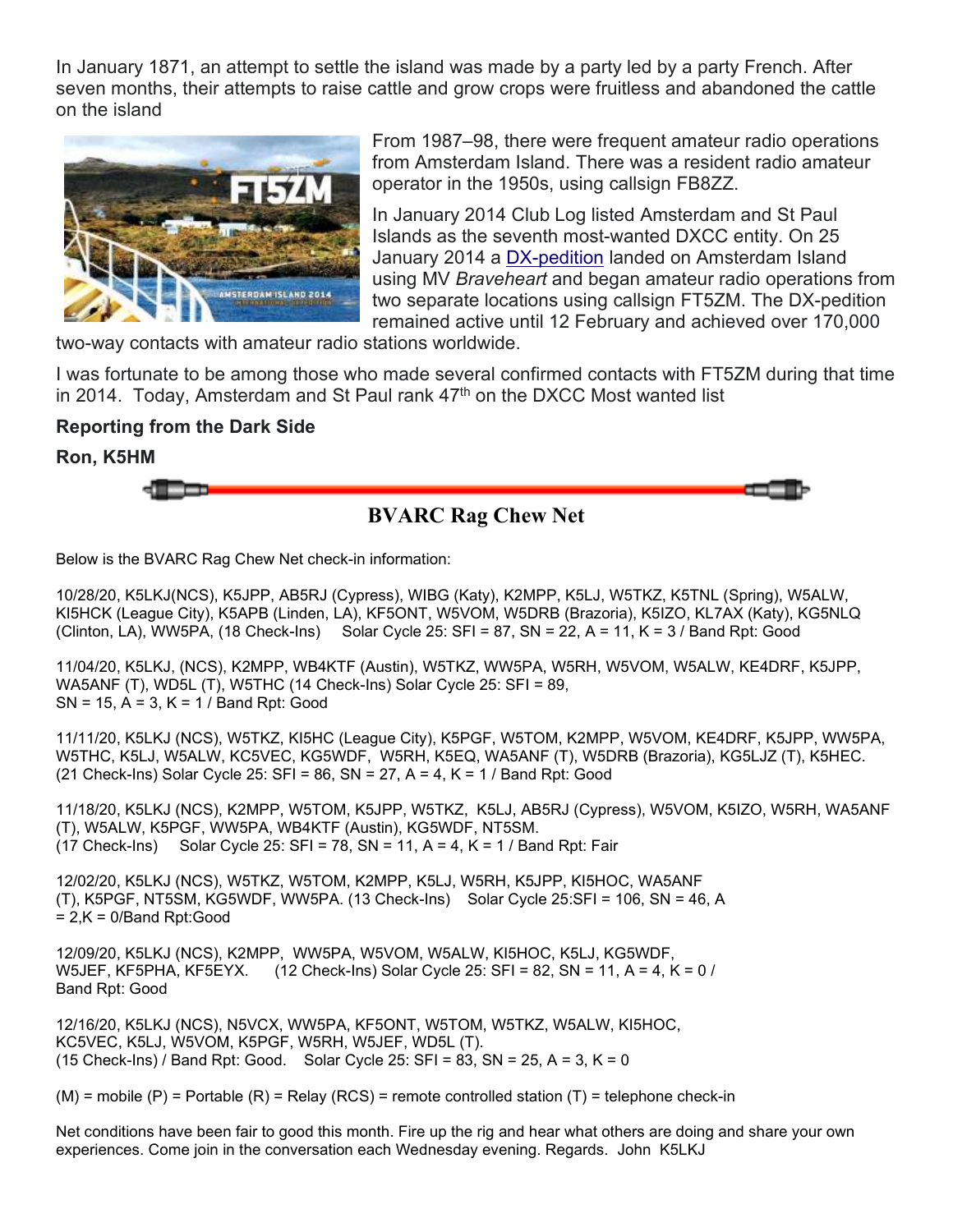In January 1871, an attempt to settle the island was made by a party led by a party French. After seven months, their attempts to raise cattle and grow crops were fruitless and abandoned the cattle on the island

From 1987–98, there were frequent amateur radio operations from Amsterdam Island. There was a resident radio amateur operator in the 1950s, using callsign FB8ZZ.

In January 2014 Club Log listed Amsterdam and St Paul Islands as the seventh most-wanted DXCC entity. On 25 January 2014 a DX-pedition landed on Amsterdam Island using MV *Braveheart* and began amateur radio operations from two separate locations using callsign FT5ZM. The DX-pedition remained active until 12 February and achieved over 170,000 two-way contacts with amateur radio stations worldwide.

I was fortunate to be among those who made several confirmed contacts with FT5ZM during that time in 2014. Today, Amsterdam and St Paul rank 47th on the DXCC Most wanted list

**Reporting from the Dark Side**

**Ron, K5HM**

## BVARC Rag Chew Net

Below is the BVARC Rag Chew Net check-in information:

10/28/20, K5LKJ(NCS), K5JPP, AB5RJ (Cypress), WIBG (Katy), K2MPP, K5LJ, W5TKZ, K5TNL (Spring), W5ALW, KI5HCK (League City), K5APB (Linden, LA), KF5ONT, W5VOM, W5DRB (Brazoria), K5IZO, KL7AX (Katy), KG5NLQ (Clinton, LA), WW5PA, (18 Check-Ins) Solar Cycle 25: SFI = 87, SN = 22, A = 11, K = 3 / Band Rpt: Good

11/04/20, K5LKJ, (NCS), K2MPP, WB4KTF (Austin), W5TKZ, WW5PA, W5RH, W5VOM, W5ALW, KE4DRF, K5JPP, WA5ANF (T), WD5L (T), W5THC (14 Check-Ins) Solar Cycle 25: SFI = 89, SN = 15, A = 3, K = 1 / Band Rpt: Good

11/11/20, K5LKJ (NCS), W5TKZ, KI5HC (League City), K5PGF, W5TOM, K2MPP, W5VOM, KE4DRF, K5JPP, WW5PA, W5THC, K5LJ, W5ALW, KC5VEC, KG5WDF, W5RH, K5EQ, WA5ANF (T), W5DRB (Brazoria), KG5LJZ (T), K5HEC. (21 Check-Ins) Solar Cycle 25: SFI = 86, SN = 27, A = 4, K = 1 / Band Rpt: Good

11/18/20, K5LKJ (NCS), K2MPP, W5TOM, K5JPP, W5TKZ, K5LJ, AB5RJ (Cypress), W5VOM, K5IZO, W5RH, WA5ANF (T), W5ALW, K5PGF, WW5PA, WB4KTF (Austin), KG5WDF, NT5SM. (17 Check-Ins) Solar Cycle 25: SFI = 78, SN = 11, A = 4, K = 1 / Band Rpt: Fair

12/02/20, K5LKJ (NCS), W5TKZ, W5TOM, K2MPP, K5LJ, W5RH, K5JPP, KI5HOC, WA5ANF (T), K5PGF, NT5SM, KG5WDF, WW5PA. (13 Check-Ins) Solar Cycle 25:SFI = 106, SN = 46, A = 2,K = 0/Band Rpt:Good

12/09/20, K5LKJ (NCS), K2MPP, WW5PA, W5VOM, W5ALW, KI5HOC, K5LJ, KG5WDF, W5JEF, KF5PHA, KF5EYX. (12 Check-Ins) Solar Cycle 25: SFI = 82, SN = 11, A = 4, K = 0 / Band Rpt: Good

12/16/20, K5LKJ (NCS), N5VCX, WW5PA, KF5ONT, W5TOM, W5TKZ, W5ALW, KI5HOC, KC5VEC, K5LJ, W5VOM, K5PGF, W5RH, W5JEF, WD5L (T). (15 Check-Ins) / Band Rpt: Good. Solar Cycle 25: SFI = 83, SN = 25, A = 3, K = 0

(M) = mobile (P) = Portable (R) = Relay (RCS) = remote controlled station (T) = telephone check-in

Net conditions have been fair to good this month. Fire up the rig and hear what others are doing and share your own experiences. Come join in the conversation each Wednesday evening. Regards. John K5LKJ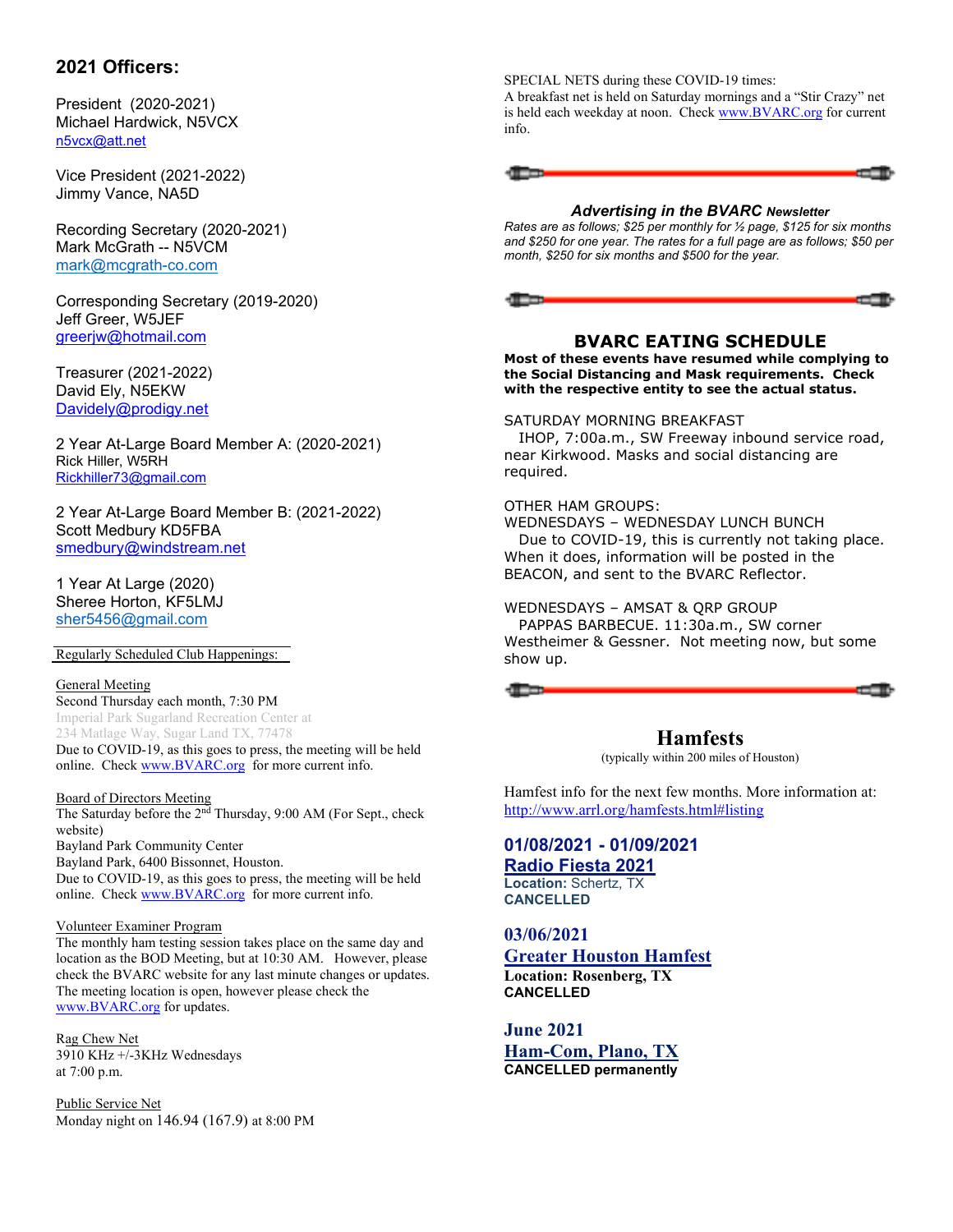## 2021 Officers:

President (2020-2021)
Michael Hardwick, N5VCX
n5vcx@att.net

Vice President (2021-2022)
Jimmy Vance, NA5D

Recording Secretary (2020-2021)
Mark McGrath -- N5VCM
mark@mcgrath-co.com

Corresponding Secretary (2019-2020)
Jeff Greer, W5JEF
greerjw@hotmail.com

Treasurer (2021-2022)
David Ely, N5EKW
Davidely@prodigy.net

2 Year At-Large Board Member A: (2020-2021)
Rick Hiller, W5RH
Rickhiller73@gmail.com

2 Year At-Large Board Member B: (2021-2022)
Scott Medbury KD5FBA
smedbury@windstream.net

1 Year At Large (2020)
Sheree Horton, KF5LMJ
sher5456@gmail.com

Regularly Scheduled Club Happenings:

General Meeting
Second Thursday each month, 7:30 PM
Imperial Park Sugarland Recreation Center at
234 Matlage Way, Sugar Land TX, 77478
Due to COVID-19, as this goes to press, the meeting will be held online. Check www.BVARC.org for more current info.

Board of Directors Meeting
The Saturday before the 2nd Thursday, 9:00 AM (For Sept., check website)
Bayland Park Community Center
Bayland Park, 6400 Bissonnet, Houston.
Due to COVID-19, as this goes to press, the meeting will be held online. Check www.BVARC.org for more current info.

Volunteer Examiner Program
The monthly ham testing session takes place on the same day and location as the BOD Meeting, but at 10:30 AM. However, please check the BVARC website for any last minute changes or updates. The meeting location is open, however please check the www.BVARC.org for updates.

Rag Chew Net
3910 KHz +/-3KHz Wednesdays
at 7:00 p.m.

Public Service Net
Monday night on 146.94 (167.9) at 8:00 PM

SPECIAL NETS during these COVID-19 times:
A breakfast net is held on Saturday mornings and a "Stir Crazy" net is held each weekday at noon. Check www.BVARC.org for current info.

### *Advertising in the BVARC Newsletter*

*Rates are as follows; $25 per monthly for ½ page, $125 for six months and $250 for one year. The rates for a full page are as follows; $50 per month, $250 for six months and $500 for the year.*

### BVARC EATING SCHEDULE

**Most of these events have resumed while complying to the Social Distancing and Mask requirements. Check with the respective entity to see the actual status.**

SATURDAY MORNING BREAKFAST
IHOP, 7:00a.m., SW Freeway inbound service road, near Kirkwood. Masks and social distancing are required.

OTHER HAM GROUPS:
WEDNESDAYS – WEDNESDAY LUNCH BUNCH
Due to COVID-19, this is currently not taking place. When it does, information will be posted in the BEACON, and sent to the BVARC Reflector.

WEDNESDAYS – AMSAT & QRP GROUP
PAPPAS BARBECUE. 11:30a.m., SW corner Westheimer & Gessner. Not meeting now, but some show up.

## Hamfests

(typically within 200 miles of Houston)

Hamfest info for the next few months. More information at: http://www.arrl.org/hamfests.html#listing

**01/08/2021 - 01/09/2021**
**Radio Fiesta 2021**
**Location:** Schertz, TX
**CANCELLED**

**03/06/2021**
**Greater Houston Hamfest**
**Location: Rosenberg, TX**
**CANCELLED**

**June 2021**
**Ham-Com, Plano, TX**
**CANCELLED permanently**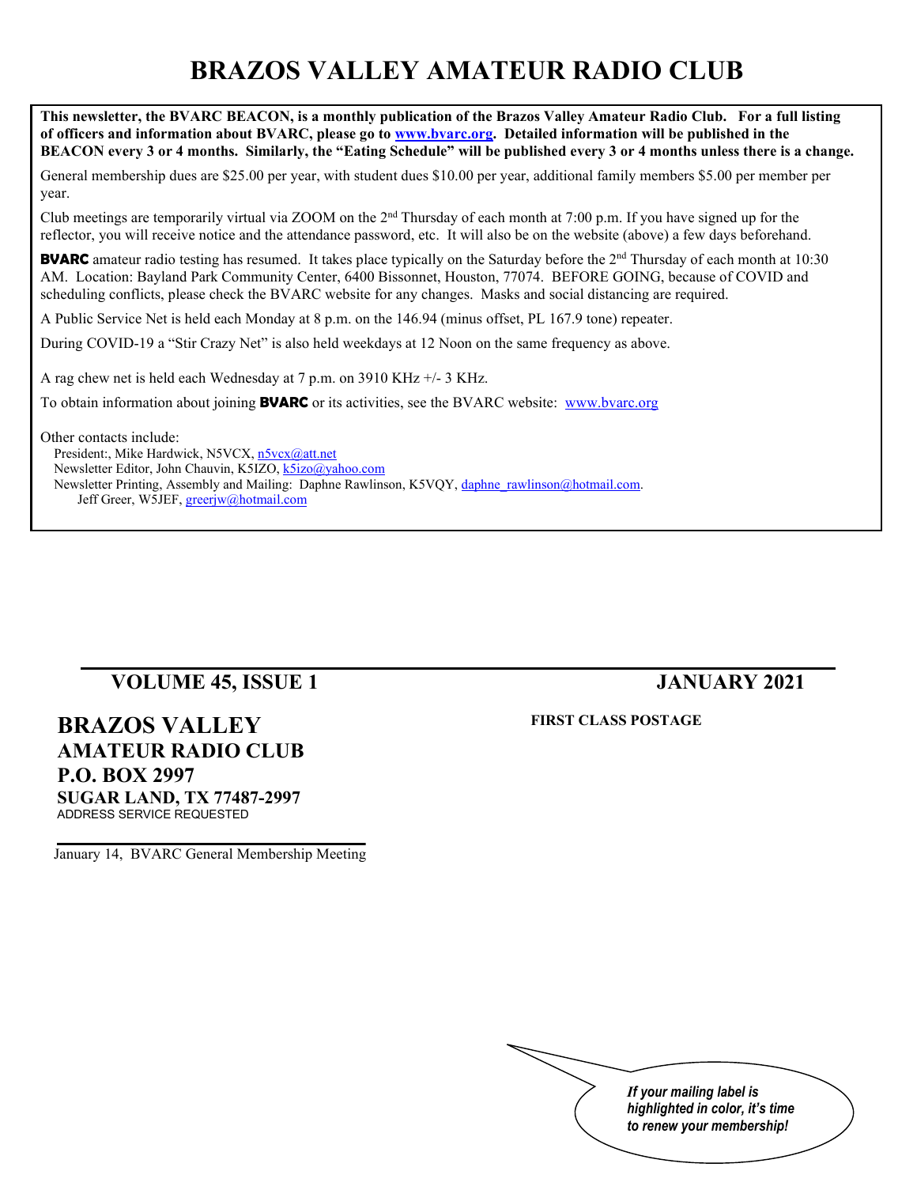# BRAZOS VALLEY AMATEUR RADIO CLUB

**This newsletter, the BVARC BEACON, is a monthly publication of the Brazos Valley Amateur Radio Club. For a full listing of officers and information about BVARC, please go to [www.bvarc.org](http://www.bvarc.org). Detailed information will be published in the BEACON every 3 or 4 months. Similarly, the "Eating Schedule" will be published every 3 or 4 months unless there is a change.**

General membership dues are $25.00 per year, with student dues $10.00 per year, additional family members $5.00 per member per year.

Club meetings are temporarily virtual via ZOOM on the 2nd Thursday of each month at 7:00 p.m. If you have signed up for the reflector, you will receive notice and the attendance password, etc. It will also be on the website (above) a few days beforehand.

**BVARC** amateur radio testing has resumed. It takes place typically on the Saturday before the 2nd Thursday of each month at 10:30 AM. Location: Bayland Park Community Center, 6400 Bissonnet, Houston, 77074. BEFORE GOING, because of COVID and scheduling conflicts, please check the BVARC website for any changes. Masks and social distancing are required.

A Public Service Net is held each Monday at 8 p.m. on the 146.94 (minus offset, PL 167.9 tone) repeater.

During COVID-19 a "Stir Crazy Net" is also held weekdays at 12 Noon on the same frequency as above.

A rag chew net is held each Wednesday at 7 p.m. on 3910 KHz +/- 3 KHz.

To obtain information about joining **BVARC** or its activities, see the BVARC website: [www.bvarc.org](http://www.bvarc.org)

Other contacts include:
- President:, Mike Hardwick, N5VCX, n5vcx@att.net
- Newsletter Editor, John Chauvin, K5IZO, k5izo@yahoo.com
- Newsletter Printing, Assembly and Mailing: Daphne Rawlinson, K5VQY, daphne_rawlinson@hotmail.com. Jeff Greer, W5JEF, greerjw@hotmail.com

**VOLUME 45, ISSUE 1** — **JANUARY 2021**

**BRAZOS VALLEY**
**AMATEUR RADIO CLUB**
**P.O. BOX 2997**
**SUGAR LAND, TX 77487-2997**
ADDRESS SERVICE REQUESTED

**FIRST CLASS POSTAGE**

January 14, BVARC General Membership Meeting

***If your mailing label is highlighted in color, it's time to renew your membership!***